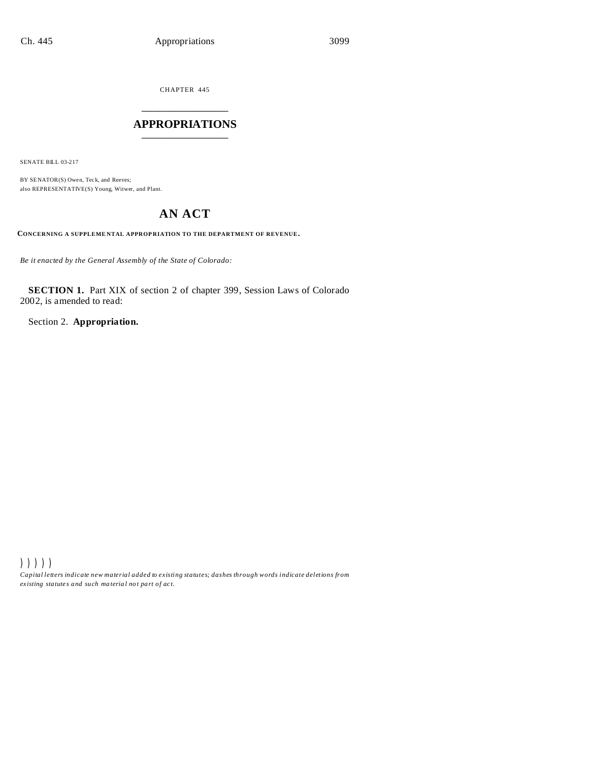CHAPTER 445

# APPROPRIATIONS

SENATE BILL 03-217

BY SENATOR(S) Owen, Teck, and Reeves;
also REPRESENTATIVE(S) Young, Witwer, and Plant.

## AN ACT

**CONCERNING A SUPPLEMENTAL APPROPRIATION TO THE DEPARTMENT OF REVENUE.**

*Be it enacted by the General Assembly of the State of Colorado:*

**SECTION 1.** Part XIX of section 2 of chapter 399, Session Laws of Colorado 2002, is amended to read:

Section 2. **Appropriation.**

) ) ) ) )

*Capital letters indicate new material added to existing statutes; dashes through words indicate deletions from existing statutes and such material not part of act.*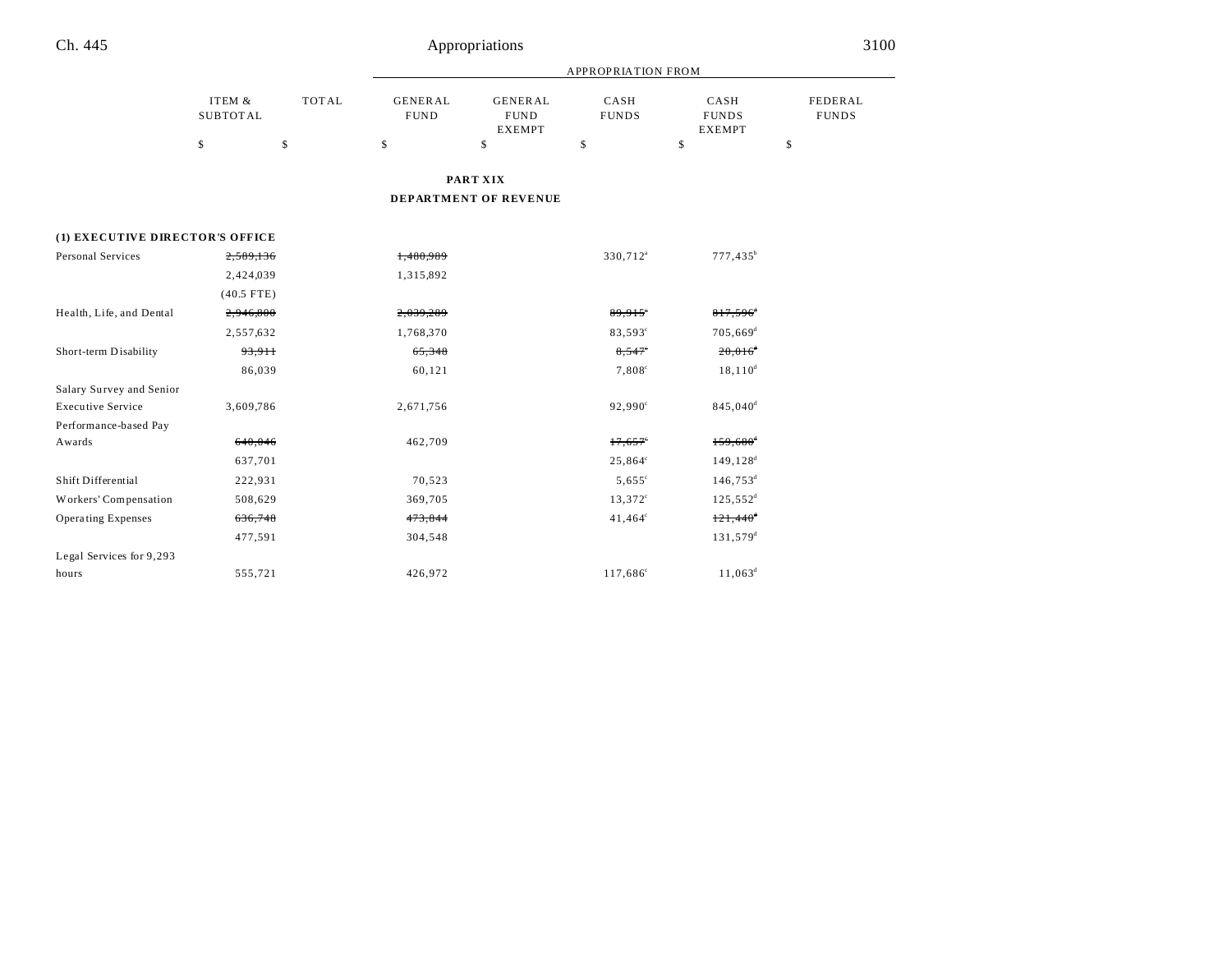| | ITEM & SUBTOTAL | TOTAL | GENERAL FUND | GENERAL FUND EXEMPT | CASH FUNDS | CASH FUNDS EXEMPT | FEDERAL FUNDS |
|---|---|---|---|---|---|---|---|
| | $ | $ | $ | $ | $ | $ | $ |

**PART XIX**

**DEPARTMENT OF REVENUE**

| | ITEM & SUBTOTAL | TOTAL | GENERAL FUND | GENERAL FUND EXEMPT | CASH FUNDS | CASH FUNDS EXEMPT | FEDERAL FUNDS |
|---|---|---|---|---|---|---|---|
| **(1) EXECUTIVE DIRECTOR'S OFFICE** | | | | | | | |
| Personal Services | ~~2,589,136~~ | | ~~1,480,989~~ | | 330,712[a] | 777,435[b] | |
| | 2,424,039 | | 1,315,892 | | | | |
| | (40.5 FTE) | | | | | | |
| Health, Life, and Dental | ~~2,946,800~~ | | ~~2,039,289~~ | | ~~89,915[c]~~ | ~~817,596[d]~~ | |
| | 2,557,632 | | 1,768,370 | | 83,593[c] | 705,669[d] | |
| Short-term Disability | ~~93,911~~ | | ~~65,348~~ | | ~~8,547[c]~~ | ~~20,016[d]~~ | |
| | 86,039 | | 60,121 | | 7,808[c] | 18,110[d] | |
| Salary Survey and Senior Executive Service | 3,609,786 | | 2,671,756 | | 92,990[c] | 845,040[d] | |
| Performance-based Pay Awards | ~~640,046~~ | | 462,709 | | ~~17,657[c]~~ | ~~159,680[d]~~ | |
| | 637,701 | | | | 25,864[c] | 149,128[d] | |
| Shift Differential | 222,931 | | 70,523 | | 5,655[c] | 146,753[d] | |
| Workers' Compensation | 508,629 | | 369,705 | | 13,372[c] | 125,552[d] | |
| Operating Expenses | ~~636,748~~ | | ~~473,844~~ | | 41,464[c] | ~~121,440[d]~~ | |
| | 477,591 | | 304,548 | | | 131,579[d] | |
| Legal Services for 9,293 hours | 555,721 | | 426,972 | | 117,686[c] | 11,063[d] | |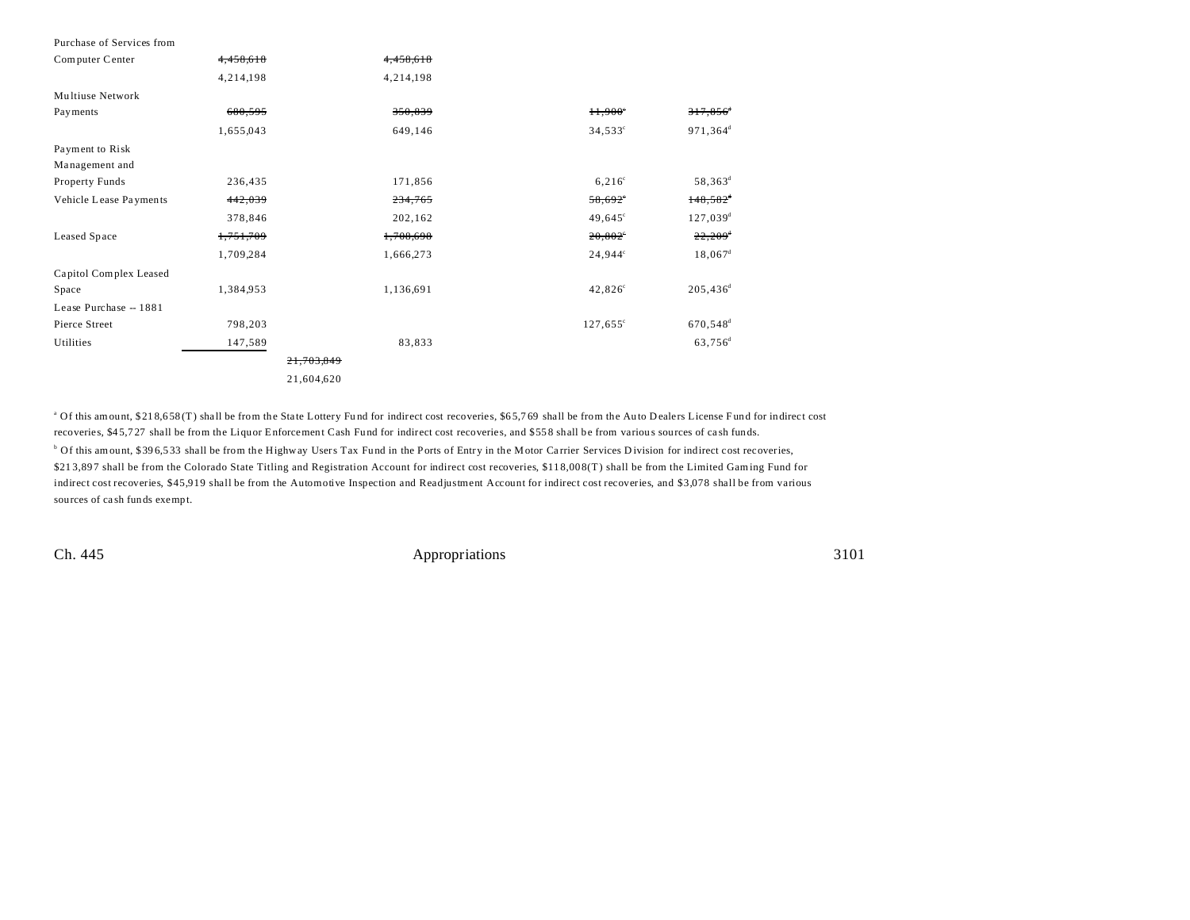| | | | | | |
|---|---|---|---|---|---|
| Purchase of Services from Computer Center | ~~4,458,618~~ | | ~~4,458,618~~ | | |
| | 4,214,198 | | 4,214,198 | | |
| Multiuse Network Payments | ~~680,595~~ | | ~~350,839~~ | ~~11,900~~[c] | ~~317,856~~[d] |
| | 1,655,043 | | 649,146 | 34,533[c] | 971,364[d] |
| Payment to Risk Management and Property Funds | 236,435 | | 171,856 | 6,216[c] | 58,363[d] |
| Vehicle Lease Payments | ~~442,039~~ | | ~~234,765~~ | ~~58,692~~[c] | ~~148,582~~[d] |
| | 378,846 | | 202,162 | 49,645[c] | 127,039[d] |
| Leased Space | ~~1,751,709~~ | | ~~1,708,698~~ | ~~20,802~~[c] | ~~22,209~~[d] |
| | 1,709,284 | | 1,666,273 | 24,944[c] | 18,067[d] |
| Capitol Complex Leased Space | 1,384,953 | | 1,136,691 | 42,826[c] | 205,436[d] |
| Lease Purchase -- 1881 Pierce Street | 798,203 | | | 127,655[c] | 670,548[d] |
| Utilities | 147,589 | | 83,833 | | 63,756[d] |
| | | ~~21,703,849~~ | | | |
| | | 21,604,620 | | | |

[a] Of this amount, $218,658(T) shall be from the State Lottery Fund for indirect cost recoveries, $65,769 shall be from the Auto Dealers License Fund for indirect cost recoveries, $45,727 shall be from the Liquor Enforcement Cash Fund for indirect cost recoveries, and $558 shall be from various sources of cash funds.

[b] Of this amount, $396,533 shall be from the Highway Users Tax Fund in the Ports of Entry in the Motor Carrier Services Division for indirect cost recoveries, $213,897 shall be from the Colorado State Titling and Registration Account for indirect cost recoveries, $118,008(T) shall be from the Limited Gaming Fund for indirect cost recoveries, $45,919 shall be from the Automotive Inspection and Readjustment Account for indirect cost recoveries, and $3,078 shall be from various sources of cash funds exempt.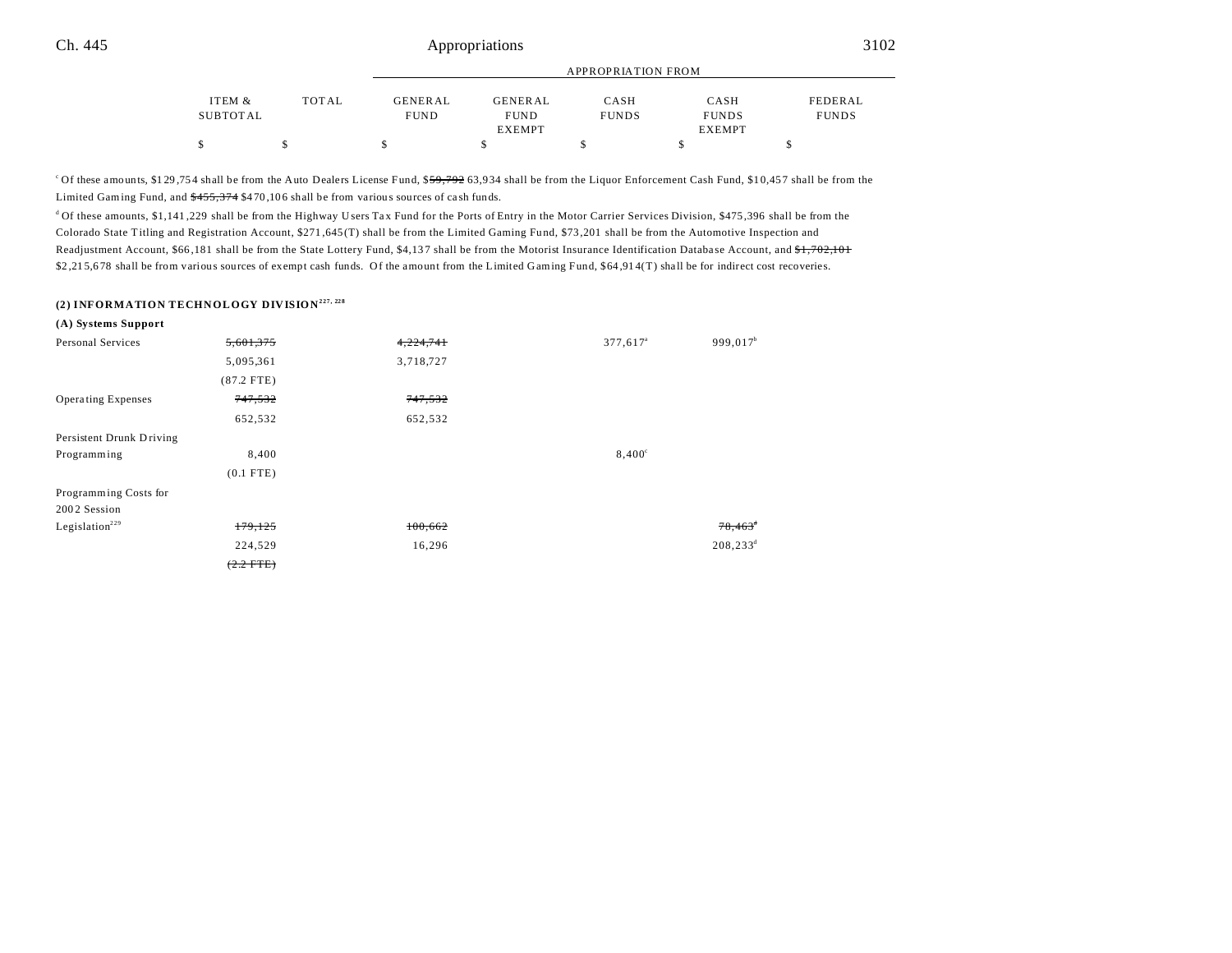| | ITEM & SUBTOTAL | TOTAL | GENERAL FUND | GENERAL FUND EXEMPT | CASH FUNDS | CASH FUNDS EXEMPT | FEDERAL FUNDS |
|---|---|---|---|---|---|---|---|
| | $ | $ | $ | $ | $ | $ | $ |

[c] Of these amounts, $129,754 shall be from the Auto Dealers License Fund, ~~$59,792~~ 63,934 shall be from the Liquor Enforcement Cash Fund, $10,457 shall be from the Limited Gaming Fund, and ~~$455,374~~ $470,106 shall be from various sources of cash funds.

[d] Of these amounts, $1,141,229 shall be from the Highway Users Tax Fund for the Ports of Entry in the Motor Carrier Services Division, $475,396 shall be from the Colorado State Titling and Registration Account, $271,645(T) shall be from the Limited Gaming Fund, $73,201 shall be from the Automotive Inspection and Readjustment Account, $66,181 shall be from the State Lottery Fund, $4,137 shall be from the Motorist Insurance Identification Database Account, and ~~$1,702,101~~ $2,215,678 shall be from various sources of exempt cash funds. Of the amount from the Limited Gaming Fund, $64,914(T) shall be for indirect cost recoveries.

**(2) INFORMATION TECHNOLOGY DIVISION[227, 228]**

**(A) Systems Support**

| | ITEM & SUBTOTAL | TOTAL | GENERAL FUND | GENERAL FUND EXEMPT | CASH FUNDS | CASH FUNDS EXEMPT | FEDERAL FUNDS |
|---|---|---|---|---|---|---|---|
| Personal Services | ~~5,601,375~~ | | ~~4,224,741~~ | | 377,617[a] | 999,017[b] | |
| | 5,095,361 | | 3,718,727 | | | | |
| | (87.2 FTE) | | | | | | |
| Operating Expenses | ~~747,532~~ | | ~~747,532~~ | | | | |
| | 652,532 | | 652,532 | | | | |
| Persistent Drunk Driving Programming | 8,400 | | | | 8,400[c] | | |
| | (0.1 FTE) | | | | | | |
| Programming Costs for 2002 Session Legislation[229] | ~~179,125~~ | | ~~100,662~~ | | | ~~78,463~~[d] | |
| | 224,529 | | 16,296 | | | 208,233[d] | |
| | ~~(2.2 FTE)~~ | | | | | | |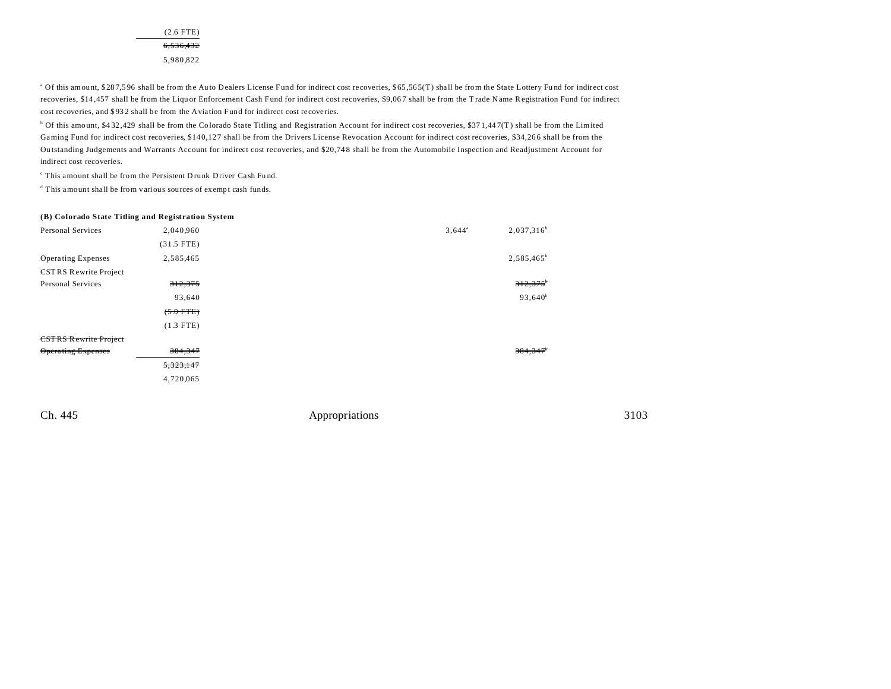| | | | | | |
|---|---|---|---|---|---|
| | (2.6 FTE) | | | | |
| | ~~6,536,432~~ | | | | |
| | 5,980,822 | | | | |

[a] Of this amount, $287,596 shall be from the Auto Dealers License Fund for indirect cost recoveries, $65,565(T) shall be from the State Lottery Fund for indirect cost recoveries, $14,457 shall be from the Liquor Enforcement Cash Fund for indirect cost recoveries, $9,067 shall be from the Trade Name Registration Fund for indirect cost recoveries, and $932 shall be from the Aviation Fund for indirect cost recoveries.

[b] Of this amount, $432,429 shall be from the Colorado State Titling and Registration Account for indirect cost recoveries, $371,447(T) shall be from the Limited Gaming Fund for indirect cost recoveries, $140,127 shall be from the Drivers License Revocation Account for indirect cost recoveries, $34,266 shall be from the Outstanding Judgements and Warrants Account for indirect cost recoveries, and $20,748 shall be from the Automobile Inspection and Readjustment Account for indirect cost recoveries.

[c] This amount shall be from the Persistent Drunk Driver Cash Fund.

[d] This amount shall be from various sources of exempt cash funds.

**(B) Colorado State Titling and Registration System**

| | | | | | |
|---|---|---|---|---|---|
| Personal Services | 2,040,960 | | | 3,644[a] | 2,037,316[b] |
| | (31.5 FTE) | | | | |
| Operating Expenses | 2,585,465 | | | | 2,585,465[b] |
| CSTRS Rewrite Project Personal Services | ~~312,375~~ | | | | ~~312,375~~[b] |
| | 93,640 | | | | 93,640[b] |
| | ~~(5.0 FTE)~~ | | | | |
| | (1.3 FTE) | | | | |
| ~~CSTRS Rewrite Project Operating Expenses~~ | ~~384,347~~ | | | | ~~384,347~~[b] |
| | ~~5,323,147~~ | | | | |
| | 4,720,065 | | | | |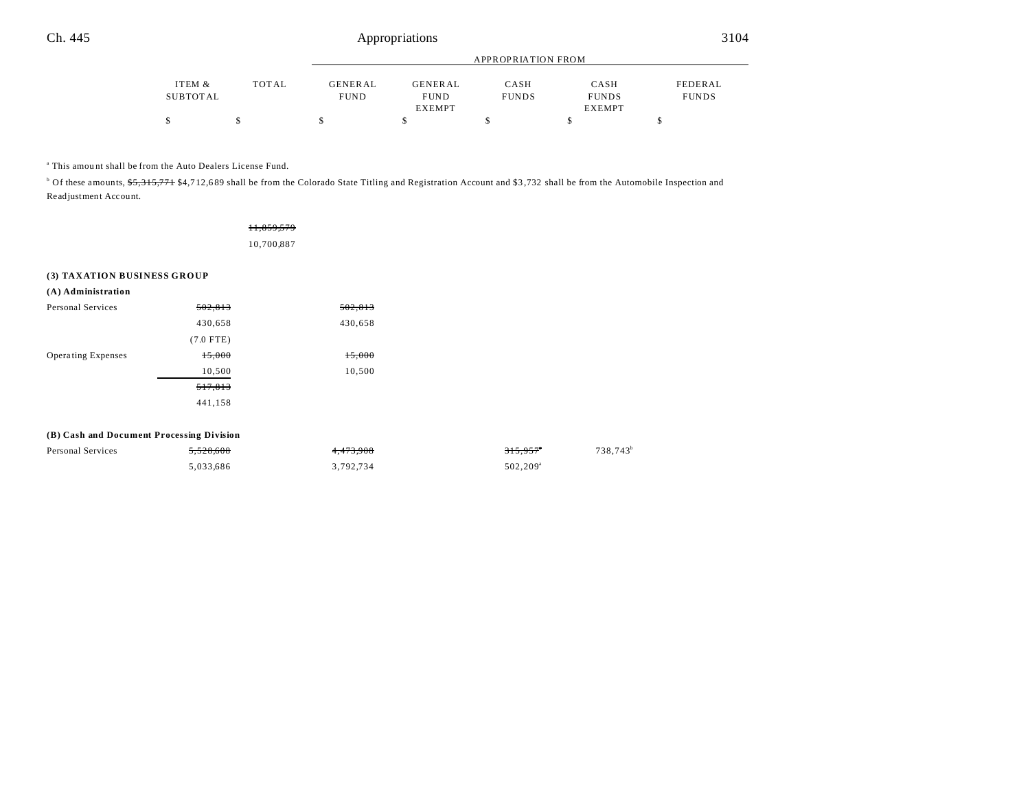| | ITEM & SUBTOTAL | TOTAL | APPROPRIATION FROM GENERAL FUND | GENERAL FUND EXEMPT | CASH FUNDS | CASH FUNDS EXEMPT | FEDERAL FUNDS |
|---|---|---|---|---|---|---|---|
| | $ | $ | $ | $ | $ | $ | $ |

[a] This amount shall be from the Auto Dealers License Fund.

[b] Of these amounts, ~~$5,315,771~~ $4,712,689 shall be from the Colorado State Titling and Registration Account and $3,732 shall be from the Automobile Inspection and Readjustment Account.

| | ITEM & SUBTOTAL | TOTAL | GENERAL FUND | GENERAL FUND EXEMPT | CASH FUNDS | CASH FUNDS EXEMPT | FEDERAL FUNDS |
|---|---|---|---|---|---|---|---|
| | | ~~11,859,579~~ | | | | | |
| | | 10,700,887 | | | | | |
| **(3) TAXATION BUSINESS GROUP** | | | | | | | |
| **(A) Administration** | | | | | | | |
| Personal Services | ~~502,813~~ | | ~~502,813~~ | | | | |
| | 430,658 | | 430,658 | | | | |
| | (7.0 FTE) | | | | | | |
| Operating Expenses | ~~15,000~~ | | ~~15,000~~ | | | | |
| | 10,500 | | 10,500 | | | | |
| | ~~517,813~~ | | | | | | |
| | 441,158 | | | | | | |
| **(B) Cash and Document Processing Division** | | | | | | | |
| Personal Services | ~~5,528,608~~ | | ~~4,473,908~~ | | ~~315,957~~[a] | 738,743[b] | |
| | 5,033,686 | | 3,792,734 | | 502,209[a] | | |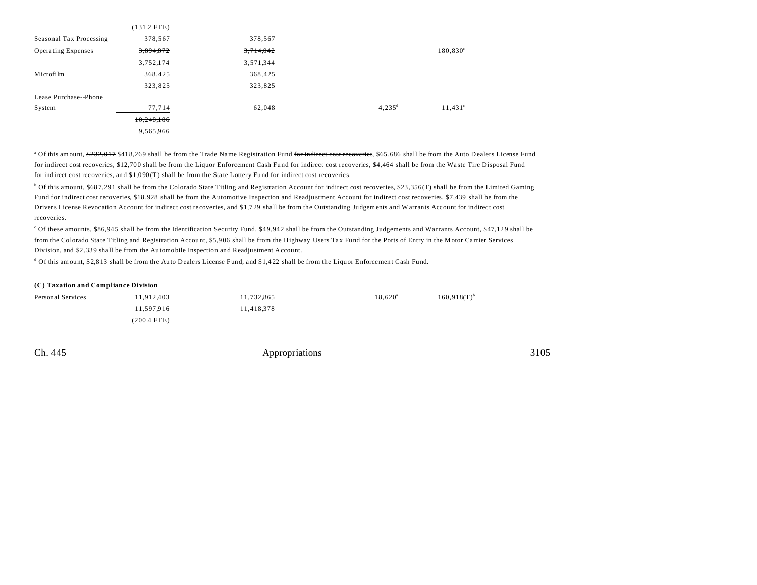| | | | | | |
|---|---|---|---|---|---|
| | (131.2 FTE) | | | | |
| Seasonal Tax Processing | 378,567 | 378,567 | | | |
| Operating Expenses | ~~3,894,872~~ | ~~3,714,042~~ | | 180,830[c] | |
| | 3,752,174 | 3,571,344 | | | |
| Microfilm | ~~368,425~~ | ~~368,425~~ | | | |
| | 323,825 | 323,825 | | | |
| Lease Purchase--Phone System | 77,714 | 62,048 | 4,235[d] | 11,431[c] | |
| | ~~10,248,186~~ | | | | |
| | 9,565,966 | | | | |

[a] Of this amount, ~~$232,017~~ $418,269 shall be from the Trade Name Registration Fund ~~for indirect cost recoveries~~, $65,686 shall be from the Auto Dealers License Fund for indirect cost recoveries, $12,700 shall be from the Liquor Enforcement Cash Fund for indirect cost recoveries, $4,464 shall be from the Waste Tire Disposal Fund for indirect cost recoveries, and $1,090(T) shall be from the State Lottery Fund for indirect cost recoveries.

[b] Of this amount, $687,291 shall be from the Colorado State Titling and Registration Account for indirect cost recoveries, $23,356(T) shall be from the Limited Gaming Fund for indirect cost recoveries, $18,928 shall be from the Automotive Inspection and Readjustment Account for indirect cost recoveries, $7,439 shall be from the Drivers License Revocation Account for indirect cost recoveries, and $1,729 shall be from the Outstanding Judgements and Warrants Account for indirect cost recoveries.

[c] Of these amounts, $86,945 shall be from the Identification Security Fund, $49,942 shall be from the Outstanding Judgements and Warrants Account, $47,129 shall be from the Colorado State Titling and Registration Account, $5,906 shall be from the Highway Users Tax Fund for the Ports of Entry in the Motor Carrier Services Division, and $2,339 shall be from the Automobile Inspection and Readjustment Account.

[d] Of this amount, $2,813 shall be from the Auto Dealers License Fund, and $1,422 shall be from the Liquor Enforcement Cash Fund.

**(C) Taxation and Compliance Division**

| | | | | | |
|---|---|---|---|---|---|
| Personal Services | ~~11,912,403~~ | ~~11,732,865~~ | 18,620[a] | 160,918(T)[b] | |
| | 11,597,916 | 11,418,378 | | | |
| | (200.4 FTE) | | | | |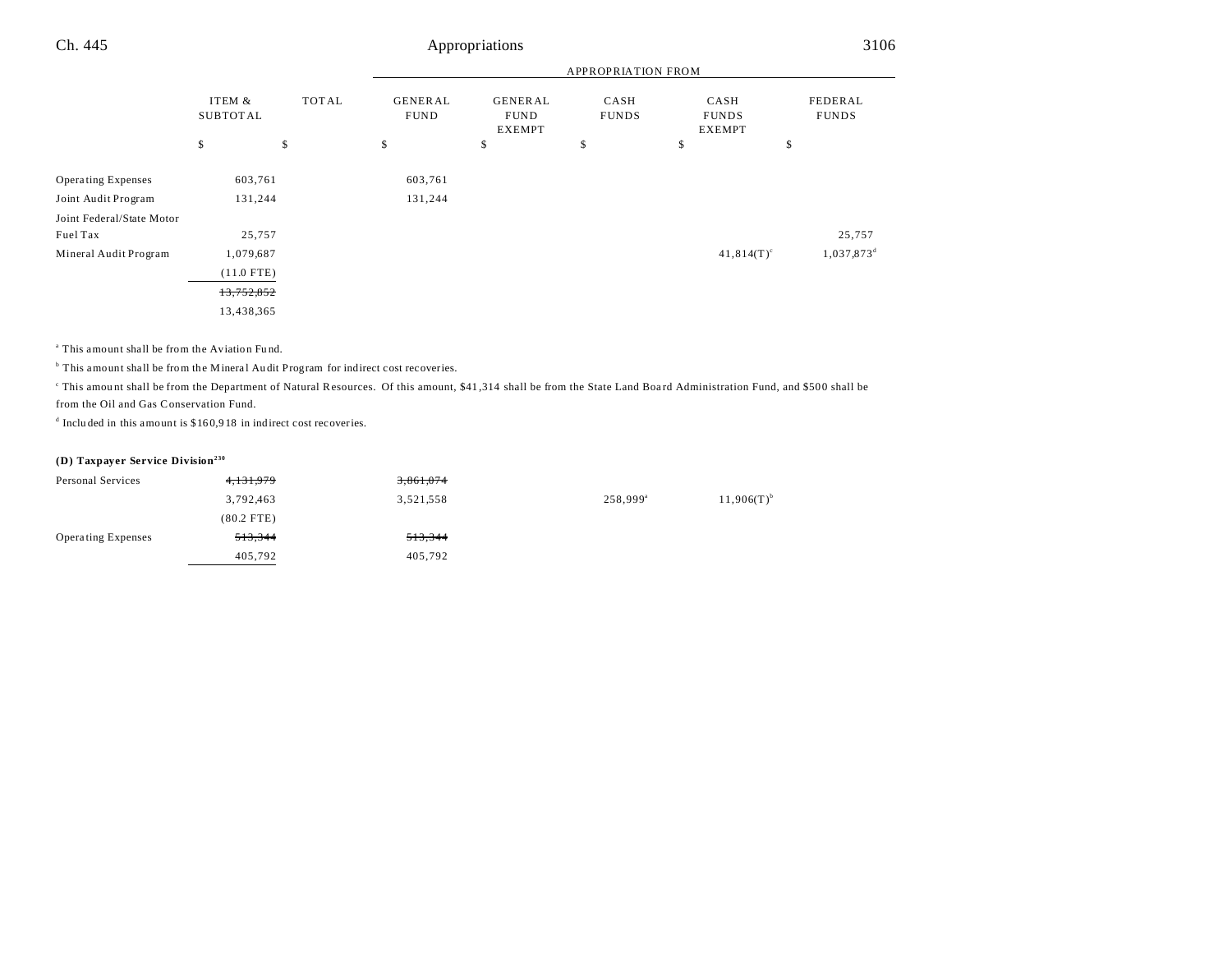| | ITEM & SUBTOTAL | TOTAL | GENERAL FUND | GENERAL FUND EXEMPT | CASH FUNDS | CASH FUNDS EXEMPT | FEDERAL FUNDS |
|---|---|---|---|---|---|---|---|
| | | | APPROPRIATION FROM | | | | |
| | $ | $ | $ | $ | $ | $ | $ |
| Operating Expenses | 603,761 | | 603,761 | | | | |
| Joint Audit Program | 131,244 | | 131,244 | | | | |
| Joint Federal/State Motor Fuel Tax | 25,757 | | | | | | 25,757 |
| Mineral Audit Program | 1,079,687 | | | | | 41,814(T)[c] | 1,037,873[d] |
| | (11.0 FTE) | | | | | | |
| | ~~13,752,852~~ | | | | | | |
| | 13,438,365 | | | | | | |

[a] This amount shall be from the Aviation Fund.

[b] This amount shall be from the Mineral Audit Program for indirect cost recoveries.

[c] This amount shall be from the Department of Natural Resources. Of this amount, $41,314 shall be from the State Land Board Administration Fund, and $500 shall be from the Oil and Gas Conservation Fund.

[d] Included in this amount is $160,918 in indirect cost recoveries.

**(D) Taxpayer Service Division[230]**

| | ITEM & SUBTOTAL | TOTAL | GENERAL FUND | GENERAL FUND EXEMPT | CASH FUNDS | CASH FUNDS EXEMPT | FEDERAL FUNDS |
|---|---|---|---|---|---|---|---|
| Personal Services | ~~4,131,979~~ | | ~~3,861,074~~ | | | | |
| | 3,792,463 | | 3,521,558 | | 258,999[a] | 11,906(T)[b] | |
| | (80.2 FTE) | | | | | | |
| Operating Expenses | ~~513,344~~ | | ~~513,344~~ | | | | |
| | 405,792 | | 405,792 | | | | |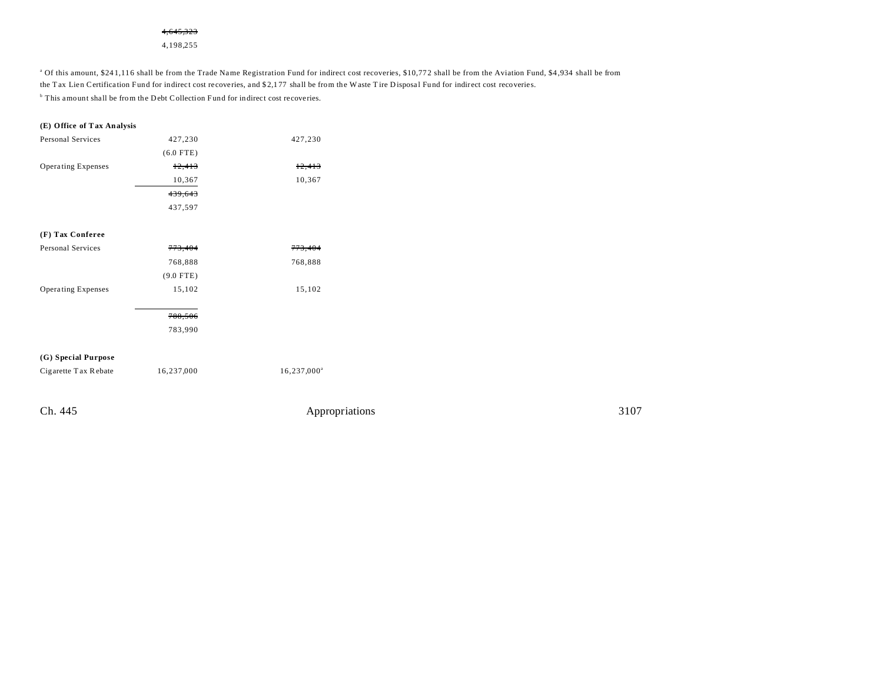| | | |
|---|---|---|
| | ~~4,645,323~~ | |
| | 4,198,255 | |

[a] Of this amount, $241,116 shall be from the Trade Name Registration Fund for indirect cost recoveries, $10,772 shall be from the Aviation Fund, $4,934 shall be from the Tax Lien Certification Fund for indirect cost recoveries, and $2,177 shall be from the Waste Tire Disposal Fund for indirect cost recoveries.

[b] This amount shall be from the Debt Collection Fund for indirect cost recoveries.

**(E) Office of Tax Analysis**

| | | |
|---|---|---|
| Personal Services | 427,230 | 427,230 |
| | (6.0 FTE) | |
| Operating Expenses | ~~12,413~~ | ~~12,413~~ |
| | 10,367 | 10,367 |
| | ~~439,643~~ | |
| | 437,597 | |

**(F) Tax Conferee**

| | | |
|---|---|---|
| Personal Services | ~~773,404~~ | ~~773,404~~ |
| | 768,888 | 768,888 |
| | (9.0 FTE) | |
| Operating Expenses | 15,102 | 15,102 |
| | ~~788,506~~ | |
| | 783,990 | |

**(G) Special Purpose**

| | | |
|---|---|---|
| Cigarette Tax Rebate | 16,237,000 | 16,237,000[a] |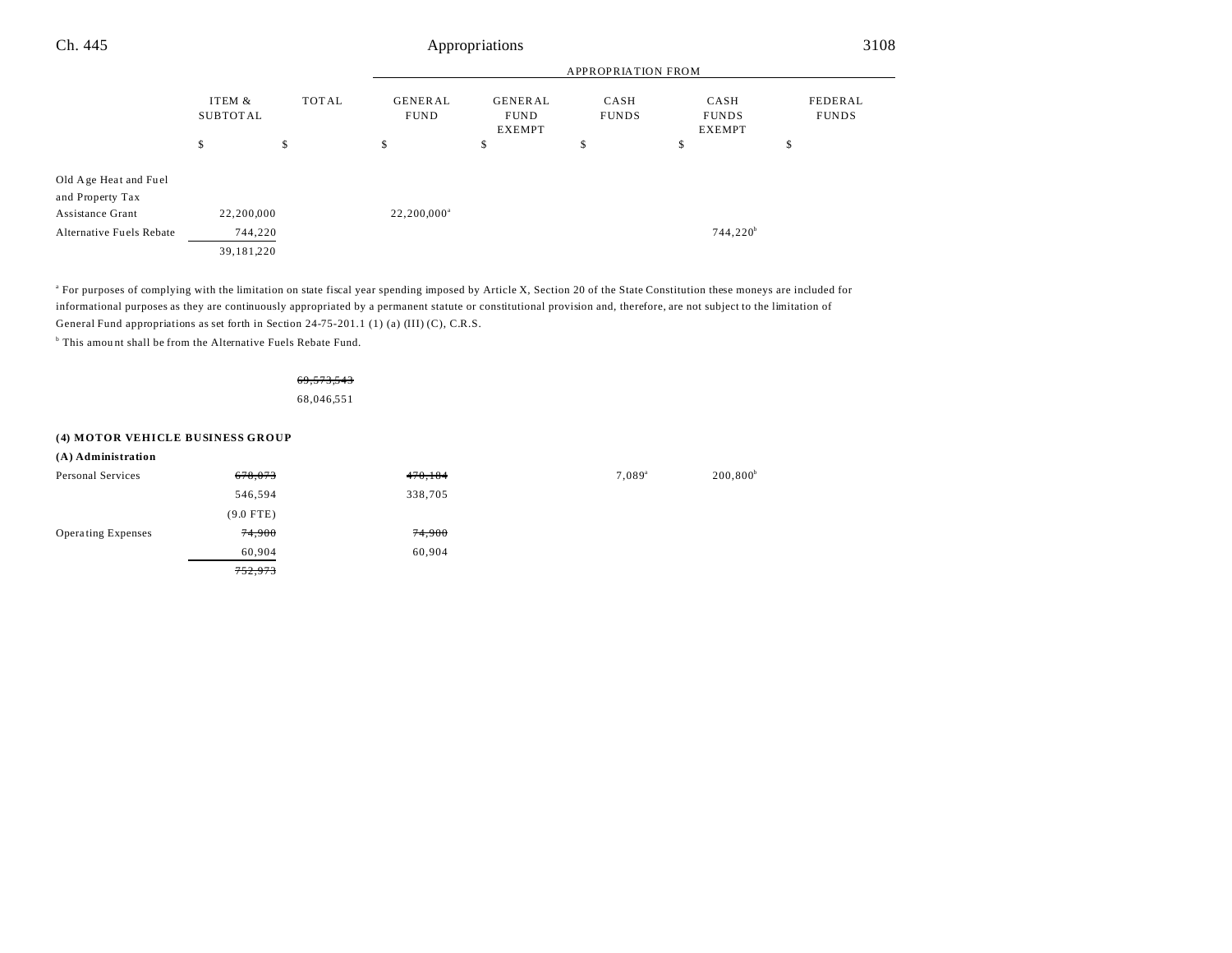| | ITEM & SUBTOTAL | TOTAL | GENERAL FUND | GENERAL FUND EXEMPT | CASH FUNDS | CASH FUNDS EXEMPT | FEDERAL FUNDS |
|---|---|---|---|---|---|---|---|
| | | | APPROPRIATION FROM | | | | |
| | $ | $ | $ | $ | $ | $ | $ |
| Old Age Heat and Fuel and Property Tax Assistance Grant | 22,200,000 | | 22,200,000[a] | | | | |
| Alternative Fuels Rebate | 744,220 | | | | | 744,220[b] | |
| | 39,181,220 | | | | | | |

[a] For purposes of complying with the limitation on state fiscal year spending imposed by Article X, Section 20 of the State Constitution these moneys are included for informational purposes as they are continuously appropriated by a permanent statute or constitutional provision and, therefore, are not subject to the limitation of General Fund appropriations as set forth in Section 24-75-201.1 (1) (a) (III) (C), C.R.S.

[b] This amount shall be from the Alternative Fuels Rebate Fund.

| | ITEM & SUBTOTAL | TOTAL | GENERAL FUND | GENERAL FUND EXEMPT | CASH FUNDS | CASH FUNDS EXEMPT | FEDERAL FUNDS |
|---|---|---|---|---|---|---|---|
| | | ~~69,573,543~~ | | | | | |
| | | 68,046,551 | | | | | |
| **(4) MOTOR VEHICLE BUSINESS GROUP** | | | | | | | |
| **(A) Administration** | | | | | | | |
| Personal Services | ~~678,073~~ | | ~~470,184~~ | | 7,089[a] | 200,800[b] | |
| | 546,594 | | 338,705 | | | | |
| | (9.0 FTE) | | | | | | |
| Operating Expenses | ~~74,900~~ | | ~~74,900~~ | | | | |
| | 60,904 | | 60,904 | | | | |
| | ~~752,973~~ | | | | | | |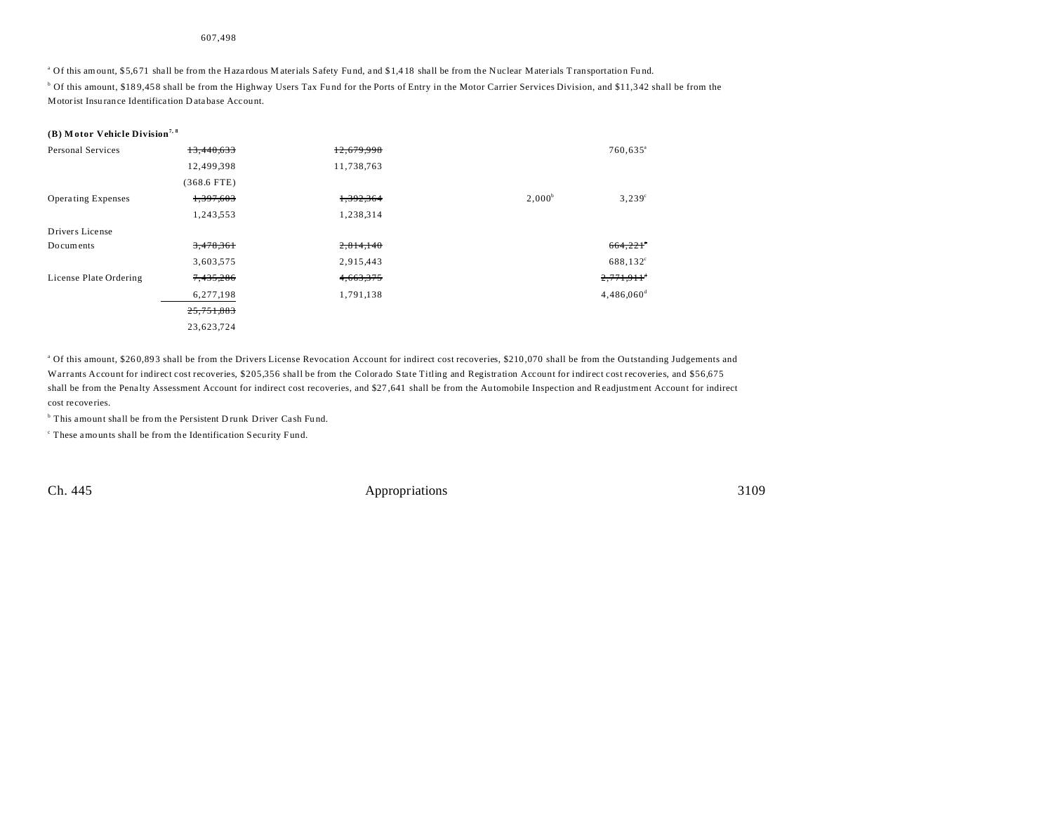607,498

[a] Of this amount, $5,671 shall be from the Hazardous Materials Safety Fund, and $1,418 shall be from the Nuclear Materials Transportation Fund.

[b] Of this amount, $189,458 shall be from the Highway Users Tax Fund for the Ports of Entry in the Motor Carrier Services Division, and $11,342 shall be from the Motorist Insurance Identification Database Account.

**(B) Motor Vehicle Division**[7, 8]

| | | | | |
|---|---|---|---|---|
| Personal Services | ~~13,440,633~~ | ~~12,679,998~~ | | 760,635[a] |
| | 12,499,398 | 11,738,763 | | |
| | (368.6 FTE) | | | |
| Operating Expenses | ~~1,397,603~~ | ~~1,392,364~~ | 2,000[b] | 3,239[c] |
| | 1,243,553 | 1,238,314 | | |
| Drivers License Documents | ~~3,478,361~~ | ~~2,814,140~~ | | ~~664,221~~[c] |
| | 3,603,575 | 2,915,443 | | 688,132[c] |
| License Plate Ordering | ~~7,435,286~~ | ~~4,663,375~~ | | ~~2,771,911~~[d] |
| | 6,277,198 | 1,791,138 | | 4,486,060[d] |
| | ~~25,751,883~~ | | | |
| | 23,623,724 | | | |

[a] Of this amount, $260,893 shall be from the Drivers License Revocation Account for indirect cost recoveries, $210,070 shall be from the Outstanding Judgements and Warrants Account for indirect cost recoveries, $205,356 shall be from the Colorado State Titling and Registration Account for indirect cost recoveries, and $56,675 shall be from the Penalty Assessment Account for indirect cost recoveries, and $27,641 shall be from the Automobile Inspection and Readjustment Account for indirect cost recoveries.

[b] This amount shall be from the Persistent Drunk Driver Cash Fund.

[c] These amounts shall be from the Identification Security Fund.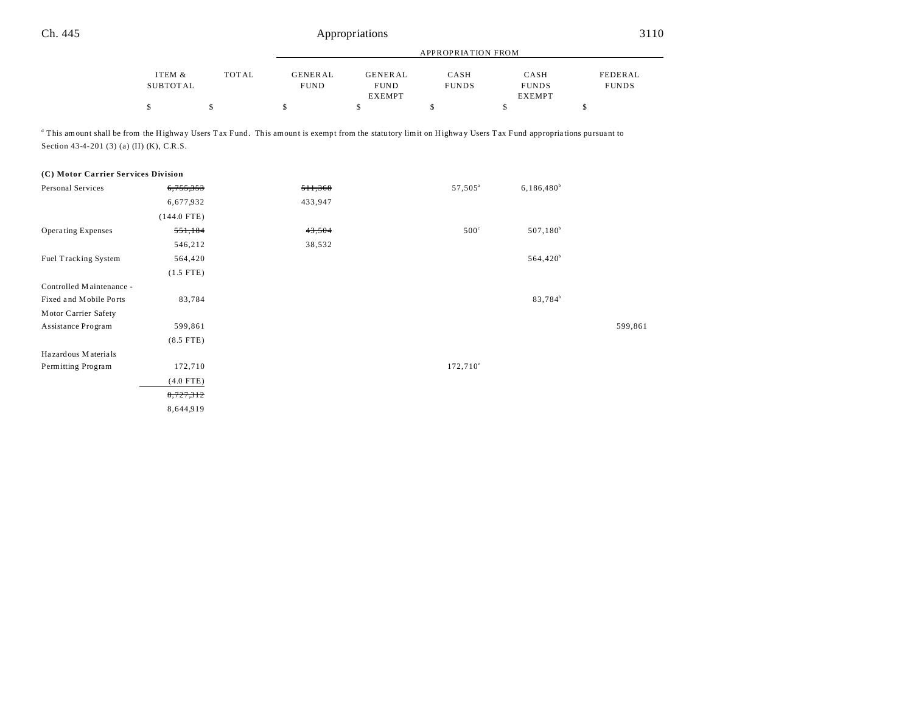| | ITEM & SUBTOTAL | TOTAL | GENERAL FUND | GENERAL FUND EXEMPT | CASH FUNDS | CASH FUNDS EXEMPT | FEDERAL FUNDS |
|---|---|---|---|---|---|---|---|
| | | | APPROPRIATION FROM | | | | |
| | $ | $ | $ | $ | $ | $ | $ |

[d] This amount shall be from the Highway Users Tax Fund. This amount is exempt from the statutory limit on Highway Users Tax Fund appropriations pursuant to Section 43-4-201 (3) (a) (II) (K), C.R.S.

**(C) Motor Carrier Services Division**

| | ITEM & SUBTOTAL | TOTAL | GENERAL FUND | GENERAL FUND EXEMPT | CASH FUNDS | CASH FUNDS EXEMPT | FEDERAL FUNDS |
|---|---|---|---|---|---|---|---|
| Personal Services | ~~6,755,353~~ | | ~~511,368~~ | | 57,505[a] | 6,186,480[b] | |
| | 6,677,932 | | 433,947 | | | | |
| | (144.0 FTE) | | | | | | |
| Operating Expenses | ~~551,184~~ | | ~~43,504~~ | | 500[c] | 507,180[b] | |
| | 546,212 | | 38,532 | | | | |
| Fuel Tracking System | 564,420 | | | | | 564,420[b] | |
| | (1.5 FTE) | | | | | | |
| Controlled Maintenance - Fixed and Mobile Ports | 83,784 | | | | | 83,784[b] | |
| Motor Carrier Safety Assistance Program | 599,861 | | | | | | 599,861 |
| | (8.5 FTE) | | | | | | |
| Hazardous Materials Permitting Program | 172,710 | | | | 172,710[e] | | |
| | (4.0 FTE) | | | | | | |
| | ~~8,727,312~~ | | | | | | |
| | 8,644,919 | | | | | | |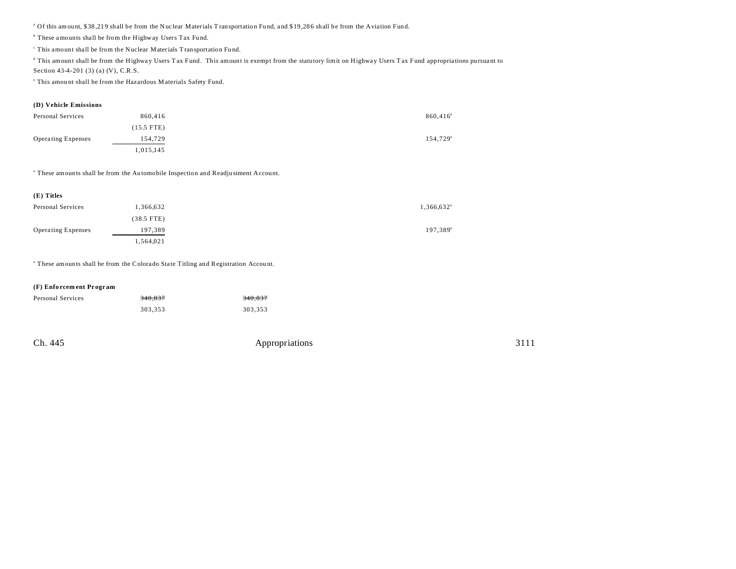[a] Of this amount, $38,219 shall be from the Nuclear Materials Transportation Fund, and $19,286 shall be from the Aviation Fund.

[b] These amounts shall be from the Highway Users Tax Fund.

[c] This amount shall be from the Nuclear Materials Transportation Fund.

[d] This amount shall be from the Highway Users Tax Fund. This amount is exempt from the statutory limit on Highway Users Tax Fund appropriations pursuant to Section 43-4-201 (3) (a) (V), C.R.S.

[e] This amount shall be from the Hazardous Materials Safety Fund.

**(D) Vehicle Emissions**

| | | | |
|---|---|---|---|
| Personal Services | 860,416 | | 860,416[a] |
| | (15.5 FTE) | | |
| Operating Expenses | 154,729 | | 154,729[a] |
| | 1,015,145 | | |

[a] These amounts shall be from the Automobile Inspection and Readjustment Account.

**(E) Titles**

| | | | |
|---|---|---|---|
| Personal Services | 1,366,632 | | 1,366,632[a] |
| | (38.5 FTE) | | |
| Operating Expenses | 197,389 | | 197,389[a] |
| | 1,564,021 | | |

[a] These amounts shall be from the Colorado State Titling and Registration Account.

**(F) Enforcement Program**

| | | | |
|---|---|---|---|
| Personal Services | ~~340,837~~ | ~~340,837~~ | |
| | 303,353 | 303,353 | |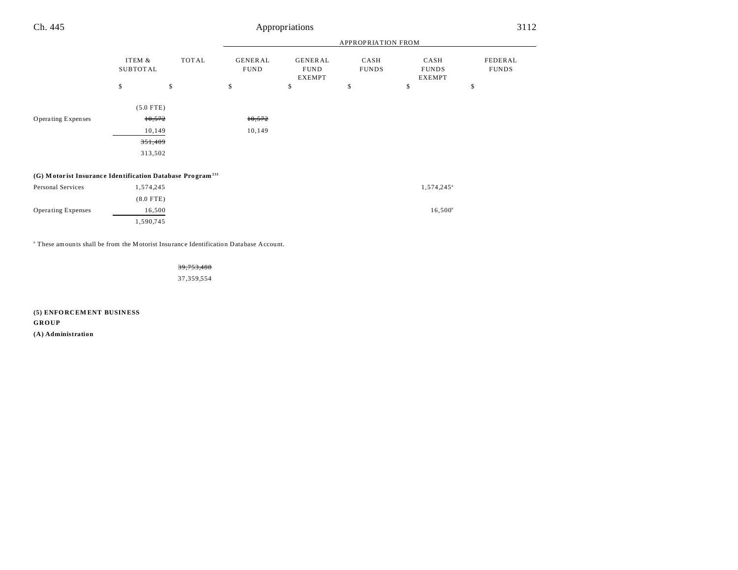| | ITEM & SUBTOTAL | TOTAL | GENERAL FUND | GENERAL FUND EXEMPT | CASH FUNDS | CASH FUNDS EXEMPT | FEDERAL FUNDS |
|---|---|---|---|---|---|---|---|
| | $ | $ | $ | $ | $ | $ | $ |
| | (5.0 FTE) | | | | | | |
| Operating Expenses | ~~10,572~~ | | ~~10,572~~ | | | | |
| | 10,149 | | 10,149 | | | | |
| | ~~351,409~~ | | | | | | |
| | 313,502 | | | | | | |
| **(G) Motorist Insurance Identification Database Program**[231] | | | | | | | |
| Personal Services | 1,574,245 | | | | | 1,574,245[a] | |
| | (8.0 FTE) | | | | | | |
| Operating Expenses | 16,500 | | | | | 16,500[a] | |
| | 1,590,745 | | | | | | |

[a] These amounts shall be from the Motorist Insurance Identification Database Account.

| | ITEM & SUBTOTAL | TOTAL | GENERAL FUND | GENERAL FUND EXEMPT | CASH FUNDS | CASH FUNDS EXEMPT | FEDERAL FUNDS |
|---|---|---|---|---|---|---|---|
| | | ~~39,753,488~~ | | | | | |
| | | 37,359,554 | | | | | |

**(5) ENFORCEMENT BUSINESS GROUP**

**(A) Administration**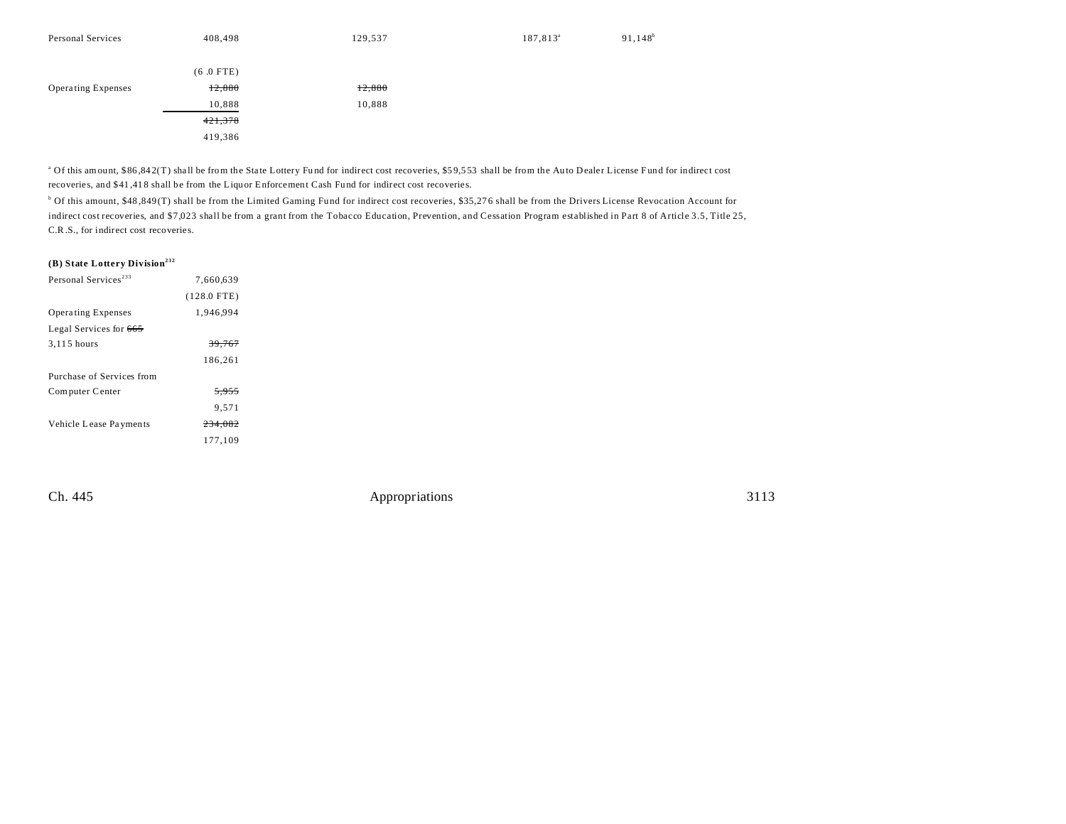| | | | | | |
|---|---|---|---|---|---|
| Personal Services | 408,498 | 129,537 | | 187,813[a] | 91,148[b] |
| | (6 .0 FTE) | | | | |
| Operating Expenses | ~~12,880~~ | ~~12,880~~ | | | |
| | 10,888 | 10,888 | | | |
| | ~~421,378~~ | | | | |
| | 419,386 | | | | |

[a] Of this amount, $86,842(T) shall be from the State Lottery Fund for indirect cost recoveries, $59,553 shall be from the Auto Dealer License Fund for indirect cost recoveries, and $41,418 shall be from the Liquor Enforcement Cash Fund for indirect cost recoveries.

[b] Of this amount, $48,849(T) shall be from the Limited Gaming Fund for indirect cost recoveries, $35,276 shall be from the Drivers License Revocation Account for indirect cost recoveries, and $7,023 shall be from a grant from the Tobacco Education, Prevention, and Cessation Program established in Part 8 of Article 3.5, Title 25, C.R.S., for indirect cost recoveries.

**(B) State Lottery Division[232]**

| | |
|---|---|
| Personal Services[233] | 7,660,639 |
| | (128.0 FTE) |
| Operating Expenses | 1,946,994 |
| Legal Services for ~~665~~ | |
| 3,115 hours | ~~39,767~~ |
| | 186,261 |
| Purchase of Services from | |
| Computer Center | ~~5,955~~ |
| | 9,571 |
| Vehicle Lease Payments | ~~234,082~~ |
| | 177,109 |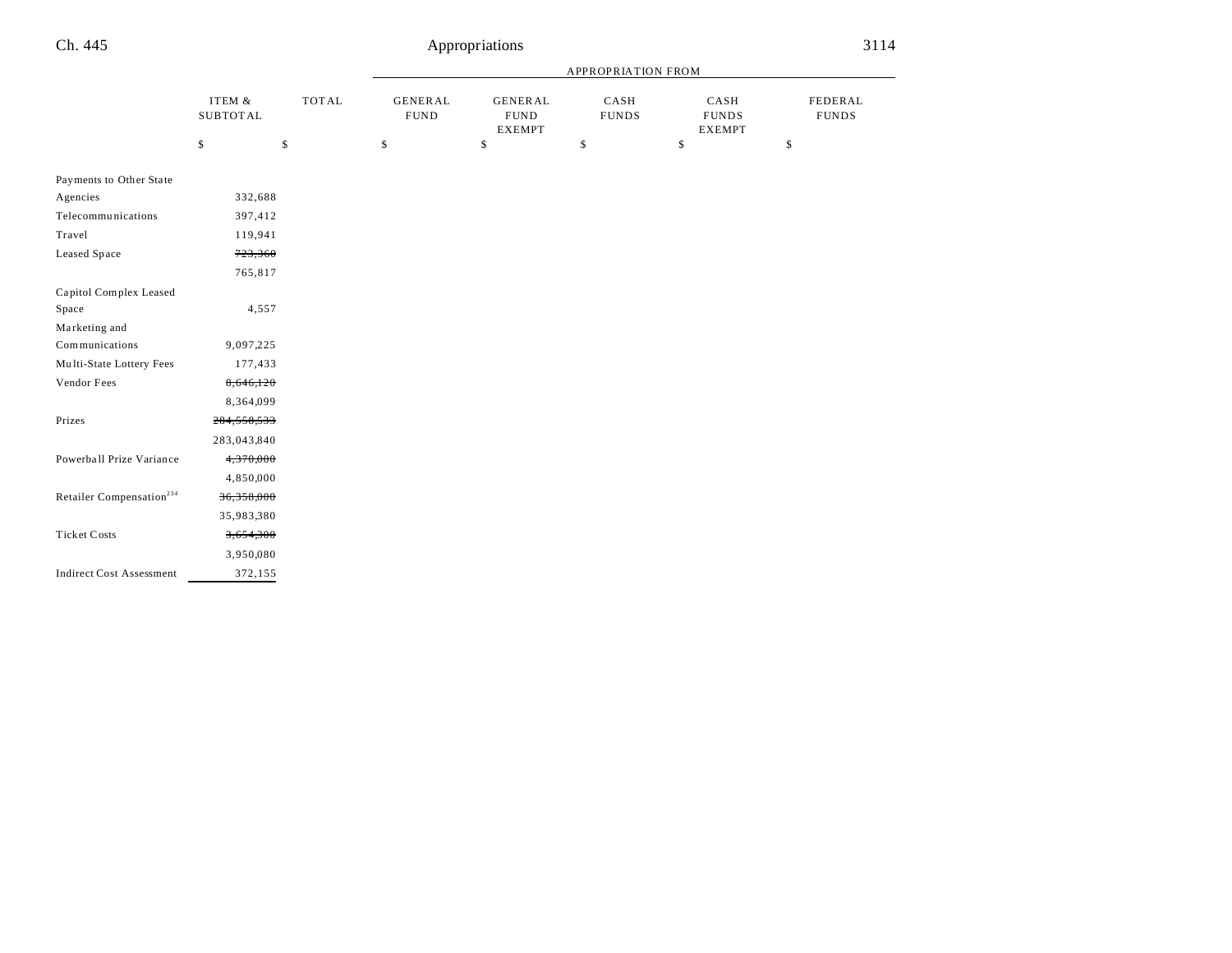| | ITEM & SUBTOTAL | TOTAL | APPROPRIATION FROM GENERAL FUND | GENERAL FUND EXEMPT | CASH FUNDS | CASH FUNDS EXEMPT | FEDERAL FUNDS |
|---|---|---|---|---|---|---|---|
| | $ | $ | $ | $ | $ | $ | $ |
| Payments to Other State Agencies | 332,688 | | | | | | |
| Telecommunications | 397,412 | | | | | | |
| Travel | 119,941 | | | | | | |
| Leased Space | ~~723,360~~ 765,817 | | | | | | |
| Capitol Complex Leased Space | 4,557 | | | | | | |
| Marketing and Communications | 9,097,225 | | | | | | |
| Multi-State Lottery Fees | 177,433 | | | | | | |
| Vendor Fees | ~~8,646,120~~ 8,364,099 | | | | | | |
| Prizes | ~~284,550,533~~ 283,043,840 | | | | | | |
| Powerball Prize Variance | ~~4,370,000~~ 4,850,000 | | | | | | |
| Retailer Compensation[234] | ~~36,358,000~~ 35,983,380 | | | | | | |
| Ticket Costs | ~~3,654,300~~ 3,950,080 | | | | | | |
| Indirect Cost Assessment | 372,155 | | | | | | |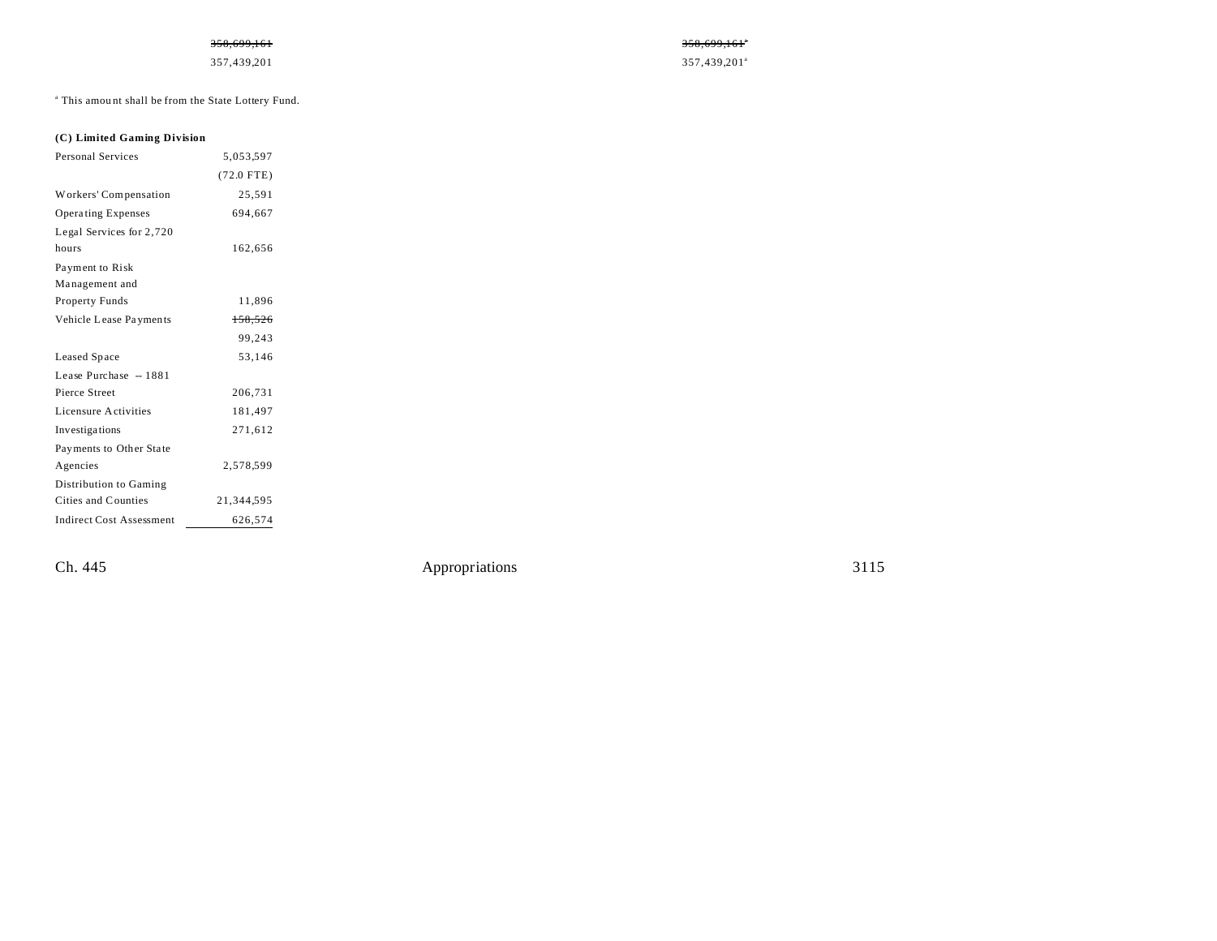| | | |
|---|---|---|
| | ~~358,699,161~~ | ~~358,699,161~~[a] |
| | 357,439,201 | 357,439,201[a] |

[a] This amount shall be from the State Lottery Fund.

**(C) Limited Gaming Division**

| | |
|---|---|
| Personal Services | 5,053,597 |
| | (72.0 FTE) |
| Workers' Compensation | 25,591 |
| Operating Expenses | 694,667 |
| Legal Services for 2,720 hours | 162,656 |
| Payment to Risk Management and Property Funds | 11,896 |
| Vehicle Lease Payments | ~~158,526~~ |
| | 99,243 |
| Leased Space | 53,146 |
| Lease Purchase -- 1881 Pierce Street | 206,731 |
| Licensure Activities | 181,497 |
| Investigations | 271,612 |
| Payments to Other State Agencies | 2,578,599 |
| Distribution to Gaming Cities and Counties | 21,344,595 |
| Indirect Cost Assessment | 626,574 |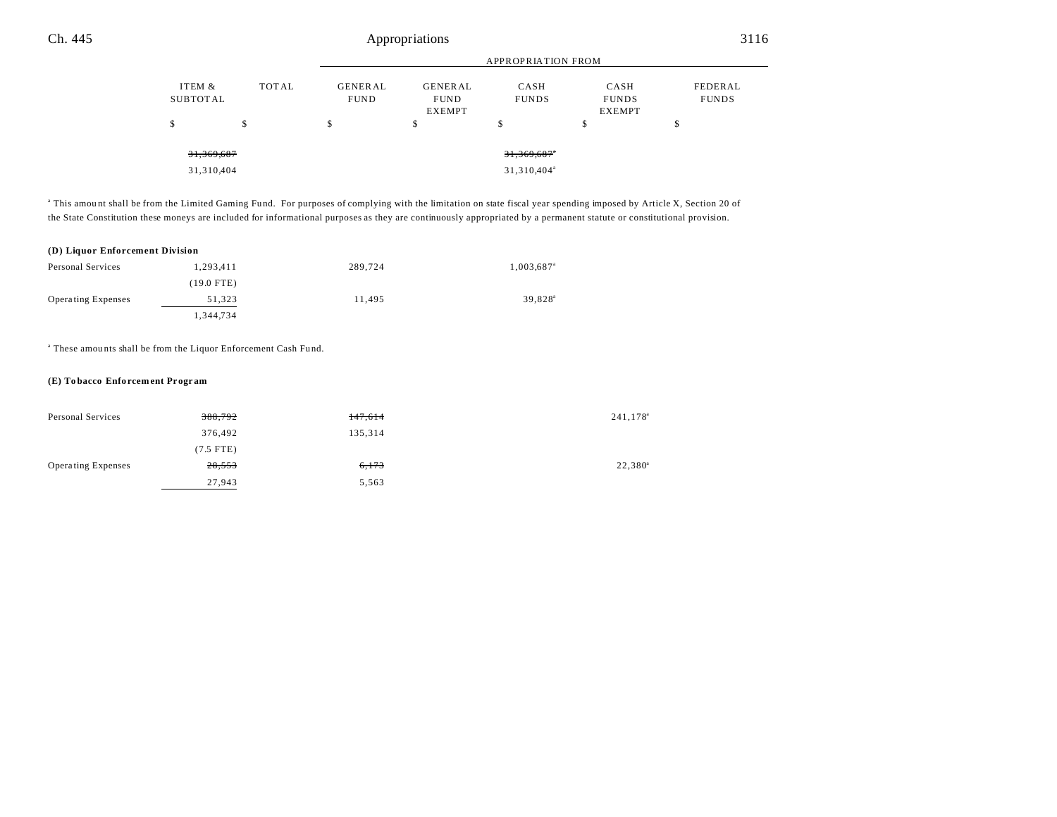| | ITEM & SUBTOTAL | TOTAL | APPROPRIATION FROM GENERAL FUND | GENERAL FUND EXEMPT | CASH FUNDS | CASH FUNDS EXEMPT | FEDERAL FUNDS |
|---|---|---|---|---|---|---|---|
| | $ | $ | $ | $ | $ | $ | $ |
| | ~~31,369,687~~ | | | | ~~31,369,687~~[a] | | |
| | 31,310,404 | | | | 31,310,404[a] | | |

[a] This amount shall be from the Limited Gaming Fund. For purposes of complying with the limitation on state fiscal year spending imposed by Article X, Section 20 of the State Constitution these moneys are included for informational purposes as they are continuously appropriated by a permanent statute or constitutional provision.

**(D) Liquor Enforcement Division**

| | ITEM & SUBTOTAL | TOTAL | GENERAL FUND | GENERAL FUND EXEMPT | CASH FUNDS | CASH FUNDS EXEMPT | FEDERAL FUNDS |
|---|---|---|---|---|---|---|---|
| Personal Services | 1,293,411 | | 289,724 | | 1,003,687[a] | | |
| | (19.0 FTE) | | | | | | |
| Operating Expenses | 51,323 | | 11,495 | | 39,828[a] | | |
| | 1,344,734 | | | | | | |

[a] These amounts shall be from the Liquor Enforcement Cash Fund.

**(E) Tobacco Enforcement Program**

| | ITEM & SUBTOTAL | TOTAL | GENERAL FUND | GENERAL FUND EXEMPT | CASH FUNDS | CASH FUNDS EXEMPT | FEDERAL FUNDS |
|---|---|---|---|---|---|---|---|
| Personal Services | ~~388,792~~ | | ~~147,614~~ | | | 241,178[a] | |
| | 376,492 | | 135,314 | | | | |
| | (7.5 FTE) | | | | | | |
| Operating Expenses | ~~28,553~~ | | ~~6,173~~ | | | 22,380[a] | |
| | 27,943 | | 5,563 | | | | |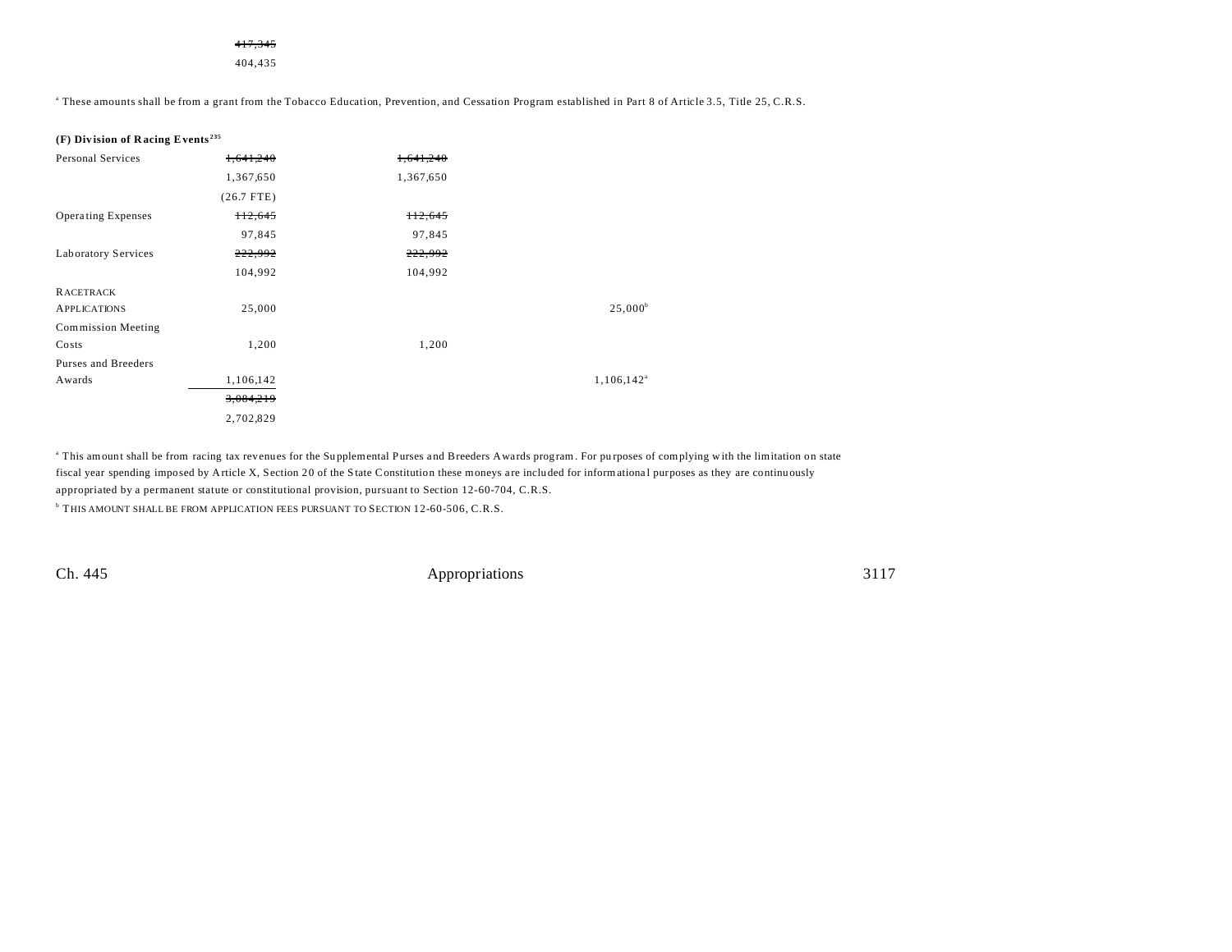~~417,345~~
404,435

[a] These amounts shall be from a grant from the Tobacco Education, Prevention, and Cessation Program established in Part 8 of Article 3.5, Title 25, C.R.S.

**(F) Division of Racing Events**[235]

| | | | |
|---|---|---|---|
| Personal Services | ~~1,641,240~~ | ~~1,641,240~~ | |
| | 1,367,650 | 1,367,650 | |
| | (26.7 FTE) | | |
| Operating Expenses | ~~112,645~~ | ~~112,645~~ | |
| | 97,845 | 97,845 | |
| Laboratory Services | ~~222,992~~ | ~~222,992~~ | |
| | 104,992 | 104,992 | |
| RACETRACK APPLICATIONS | 25,000 | | 25,000[b] |
| Commission Meeting Costs | 1,200 | 1,200 | |
| Purses and Breeders Awards | 1,106,142 | | 1,106,142[a] |
| | ~~3,084,219~~ | | |
| | 2,702,829 | | |

[a] This amount shall be from racing tax revenues for the Supplemental Purses and Breeders Awards program. For purposes of complying with the limitation on state fiscal year spending imposed by Article X, Section 20 of the State Constitution these moneys are included for informational purposes as they are continuously appropriated by a permanent statute or constitutional provision, pursuant to Section 12-60-704, C.R.S.

[b] THIS AMOUNT SHALL BE FROM APPLICATION FEES PURSUANT TO SECTION 12-60-506, C.R.S.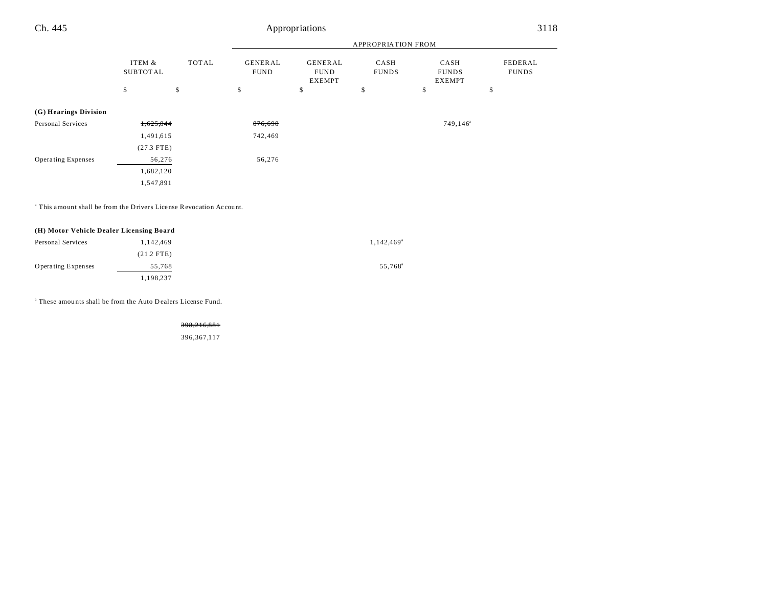| | ITEM & SUBTOTAL | TOTAL | APPROPRIATION FROM GENERAL FUND | GENERAL FUND EXEMPT | CASH FUNDS | CASH FUNDS EXEMPT | FEDERAL FUNDS |
|---|---|---|---|---|---|---|---|
| | $ | $ | $ | $ | $ | $ | $ |
| **(G) Hearings Division** | | | | | | | |
| Personal Services | ~~1,625,844~~ | | ~~876,698~~ | | | 749,146[a] | |
| | 1,491,615 | | 742,469 | | | | |
| | (27.3 FTE) | | | | | | |
| Operating Expenses | 56,276 | | 56,276 | | | | |
| | ~~1,682,120~~ | | | | | | |
| | 1,547,891 | | | | | | |

[a] This amount shall be from the Drivers License Revocation Account.

| | ITEM & SUBTOTAL | TOTAL | GENERAL FUND | GENERAL FUND EXEMPT | CASH FUNDS | CASH FUNDS EXEMPT | FEDERAL FUNDS |
|---|---|---|---|---|---|---|---|
| **(H) Motor Vehicle Dealer Licensing Board** | | | | | | | |
| Personal Services | 1,142,469 | | | | 1,142,469[a] | | |
| | (21.2 FTE) | | | | | | |
| Operating Expenses | 55,768 | | | | 55,768[a] | | |
| | 1,198,237 | | | | | | |

[a] These amounts shall be from the Auto Dealers License Fund.

| | ITEM & SUBTOTAL | TOTAL | GENERAL FUND | GENERAL FUND EXEMPT | CASH FUNDS | CASH FUNDS EXEMPT | FEDERAL FUNDS |
|---|---|---|---|---|---|---|---|
| | | ~~398,216,801~~ | | | | | |
| | | 396,367,117 | | | | | |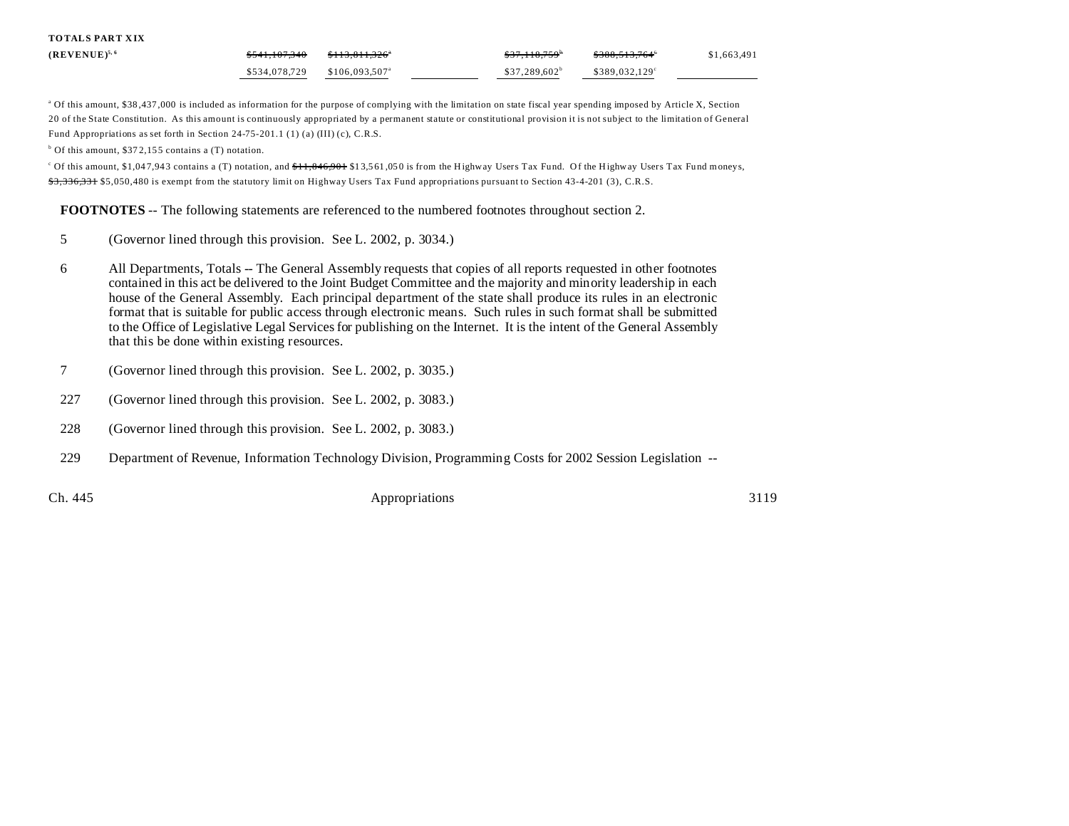| | | | | | |
|---|---|---|---|---|---|
| **TOTALS PART XIX (REVENUE)**[5, 6] | ~~$541,107,340~~ | ~~$113,811,326~~[a] | | ~~$37,118,759~~[b] | ~~$388,513,764~~[c] | $1,663,491 |
| | $534,078,729 | $106,093,507[a] | | $37,289,602[b] | $389,032,129[c] | |

[a] Of this amount, $38,437,000 is included as information for the purpose of complying with the limitation on state fiscal year spending imposed by Article X, Section 20 of the State Constitution. As this amount is continuously appropriated by a permanent statute or constitutional provision it is not subject to the limitation of General Fund Appropriations as set forth in Section 24-75-201.1 (1) (a) (III) (c), C.R.S.

[b] Of this amount, $372,155 contains a (T) notation.

[c] Of this amount, $1,047,943 contains a (T) notation, and ~~$11,846,901~~ $13,561,050 is from the Highway Users Tax Fund. Of the Highway Users Tax Fund moneys, ~~$3,336,331~~ $5,050,480 is exempt from the statutory limit on Highway Users Tax Fund appropriations pursuant to Section 43-4-201 (3), C.R.S.

**FOOTNOTES** -- The following statements are referenced to the numbered footnotes throughout section 2.

5 (Governor lined through this provision. See L. 2002, p. 3034.)

6 All Departments, Totals -- The General Assembly requests that copies of all reports requested in other footnotes contained in this act be delivered to the Joint Budget Committee and the majority and minority leadership in each house of the General Assembly. Each principal department of the state shall produce its rules in an electronic format that is suitable for public access through electronic means. Such rules in such format shall be submitted to the Office of Legislative Legal Services for publishing on the Internet. It is the intent of the General Assembly that this be done within existing resources.

7 (Governor lined through this provision. See L. 2002, p. 3035.)

227 (Governor lined through this provision. See L. 2002, p. 3083.)

228 (Governor lined through this provision. See L. 2002, p. 3083.)

229 Department of Revenue, Information Technology Division, Programming Costs for 2002 Session Legislation --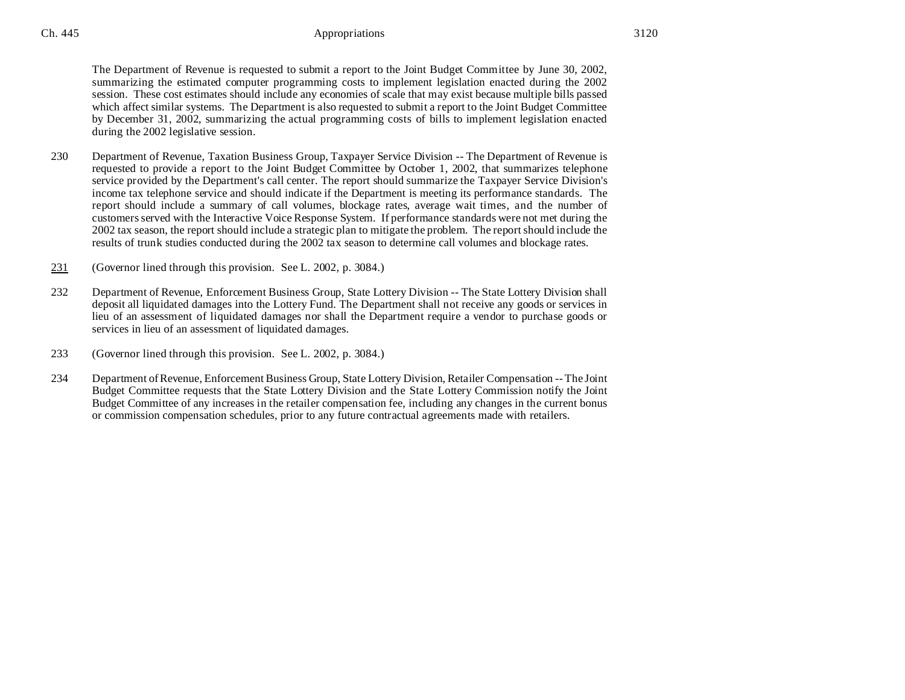The Department of Revenue is requested to submit a report to the Joint Budget Committee by June 30, 2002, summarizing the estimated computer programming costs to implement legislation enacted during the 2002 session. These cost estimates should include any economies of scale that may exist because multiple bills passed which affect similar systems. The Department is also requested to submit a report to the Joint Budget Committee by December 31, 2002, summarizing the actual programming costs of bills to implement legislation enacted during the 2002 legislative session.

230 Department of Revenue, Taxation Business Group, Taxpayer Service Division -- The Department of Revenue is requested to provide a report to the Joint Budget Committee by October 1, 2002, that summarizes telephone service provided by the Department's call center. The report should summarize the Taxpayer Service Division's income tax telephone service and should indicate if the Department is meeting its performance standards. The report should include a summary of call volumes, blockage rates, average wait times, and the number of customers served with the Interactive Voice Response System. If performance standards were not met during the 2002 tax season, the report should include a strategic plan to mitigate the problem. The report should include the results of trunk studies conducted during the 2002 tax season to determine call volumes and blockage rates.

231 (Governor lined through this provision. See L. 2002, p. 3084.)

232 Department of Revenue, Enforcement Business Group, State Lottery Division -- The State Lottery Division shall deposit all liquidated damages into the Lottery Fund. The Department shall not receive any goods or services in lieu of an assessment of liquidated damages nor shall the Department require a vendor to purchase goods or services in lieu of an assessment of liquidated damages.

233 (Governor lined through this provision. See L. 2002, p. 3084.)

234 Department of Revenue, Enforcement Business Group, State Lottery Division, Retailer Compensation -- The Joint Budget Committee requests that the State Lottery Division and the State Lottery Commission notify the Joint Budget Committee of any increases in the retailer compensation fee, including any changes in the current bonus or commission compensation schedules, prior to any future contractual agreements made with retailers.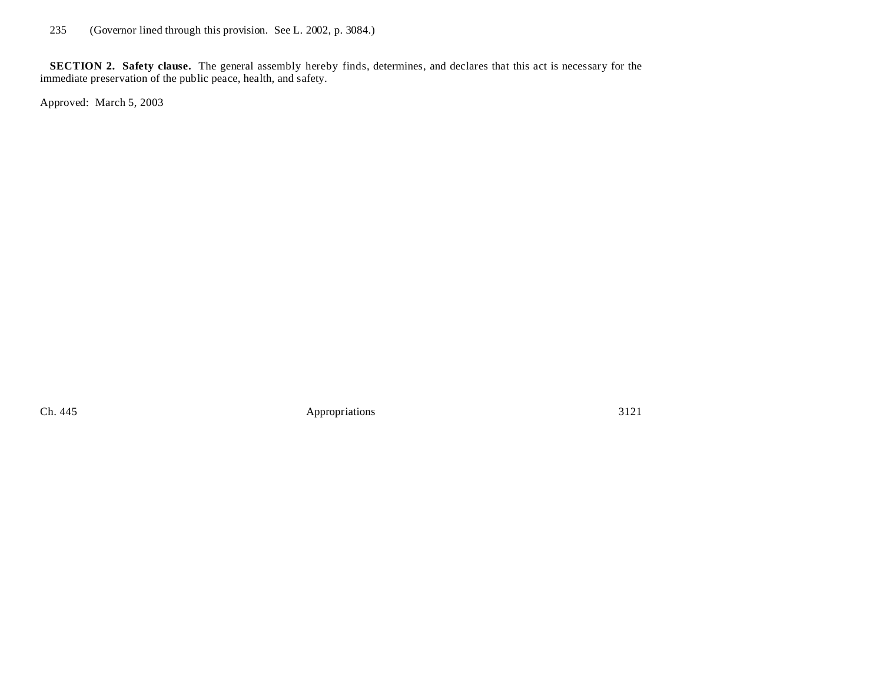235 (Governor lined through this provision. See L. 2002, p. 3084.)

**SECTION 2. Safety clause.** The general assembly hereby finds, determines, and declares that this act is necessary for the immediate preservation of the public peace, health, and safety.

Approved: March 5, 2003